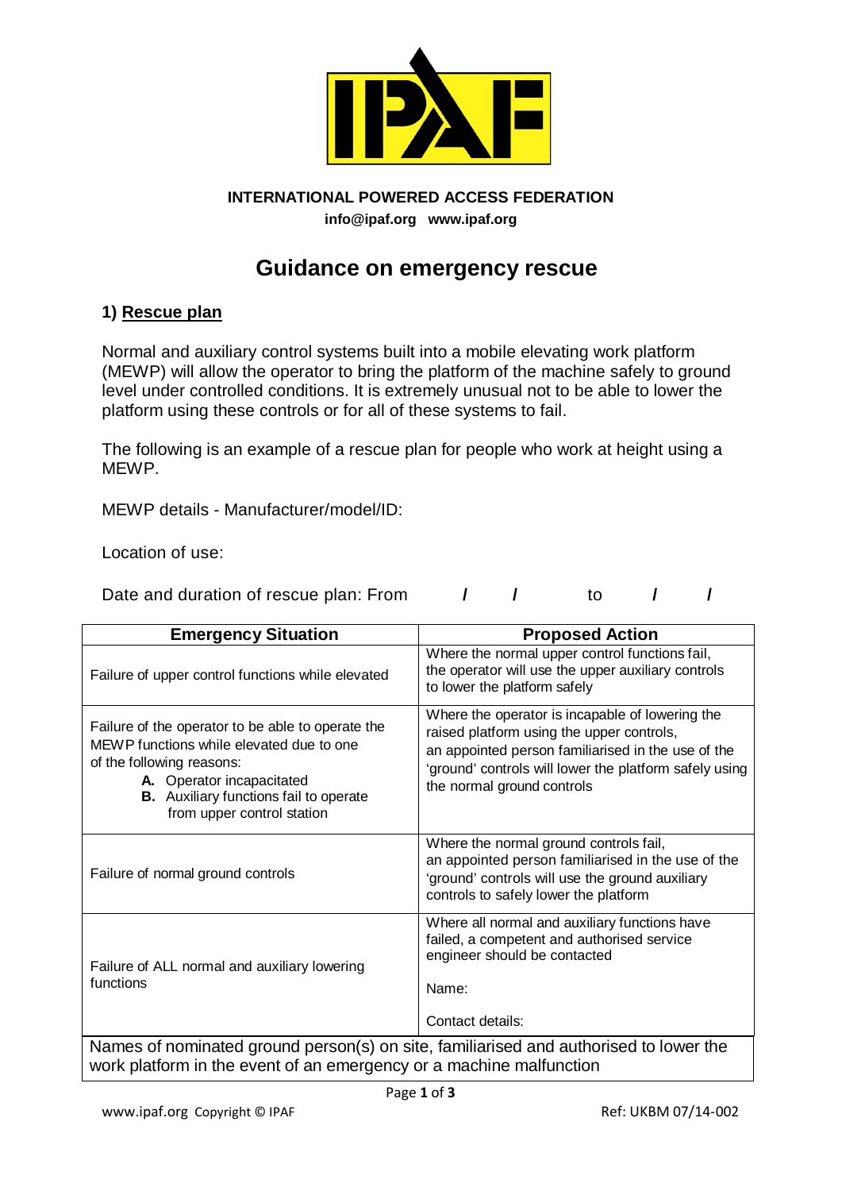**INTERNATIONAL POWERED ACCESS FEDERATION**

**info@ipaf.org   www.ipaf.org**

# Guidance on emergency rescue

## 1) Rescue plan

Normal and auxiliary control systems built into a mobile elevating work platform (MEWP) will allow the operator to bring the platform of the machine safely to ground level under controlled conditions. It is extremely unusual not to be able to lower the platform using these controls or for all of these systems to fail.

The following is an example of a rescue plan for people who work at height using a MEWP.

MEWP details - Manufacturer/model/ID:

Location of use:

Date and duration of rescue plan: From / / to / /

| Emergency Situation | Proposed Action |
|---|---|
| Failure of upper control functions while elevated | Where the normal upper control functions fail, the operator will use the upper auxiliary controls to lower the platform safely |
| Failure of the operator to be able to operate the MEWP functions while elevated due to one of the following reasons:<br>**A.** Operator incapacitated<br>**B.** Auxiliary functions fail to operate from upper control station | Where the operator is incapable of lowering the raised platform using the upper controls, an appointed person familiarised in the use of the 'ground' controls will lower the platform safely using the normal ground controls |
| Failure of normal ground controls | Where the normal ground controls fail, an appointed person familiarised in the use of the 'ground' controls will use the ground auxiliary controls to safely lower the platform |
| Failure of ALL normal and auxiliary lowering functions | Where all normal and auxiliary functions have failed, a competent and authorised service engineer should be contacted<br><br>Name:<br><br>Contact details: |
| Names of nominated ground person(s) on site, familiarised and authorised to lower the work platform in the event of an emergency or a machine malfunction | |

www.ipaf.org Copyright © IPAF

Ref: UKBM 07/14-002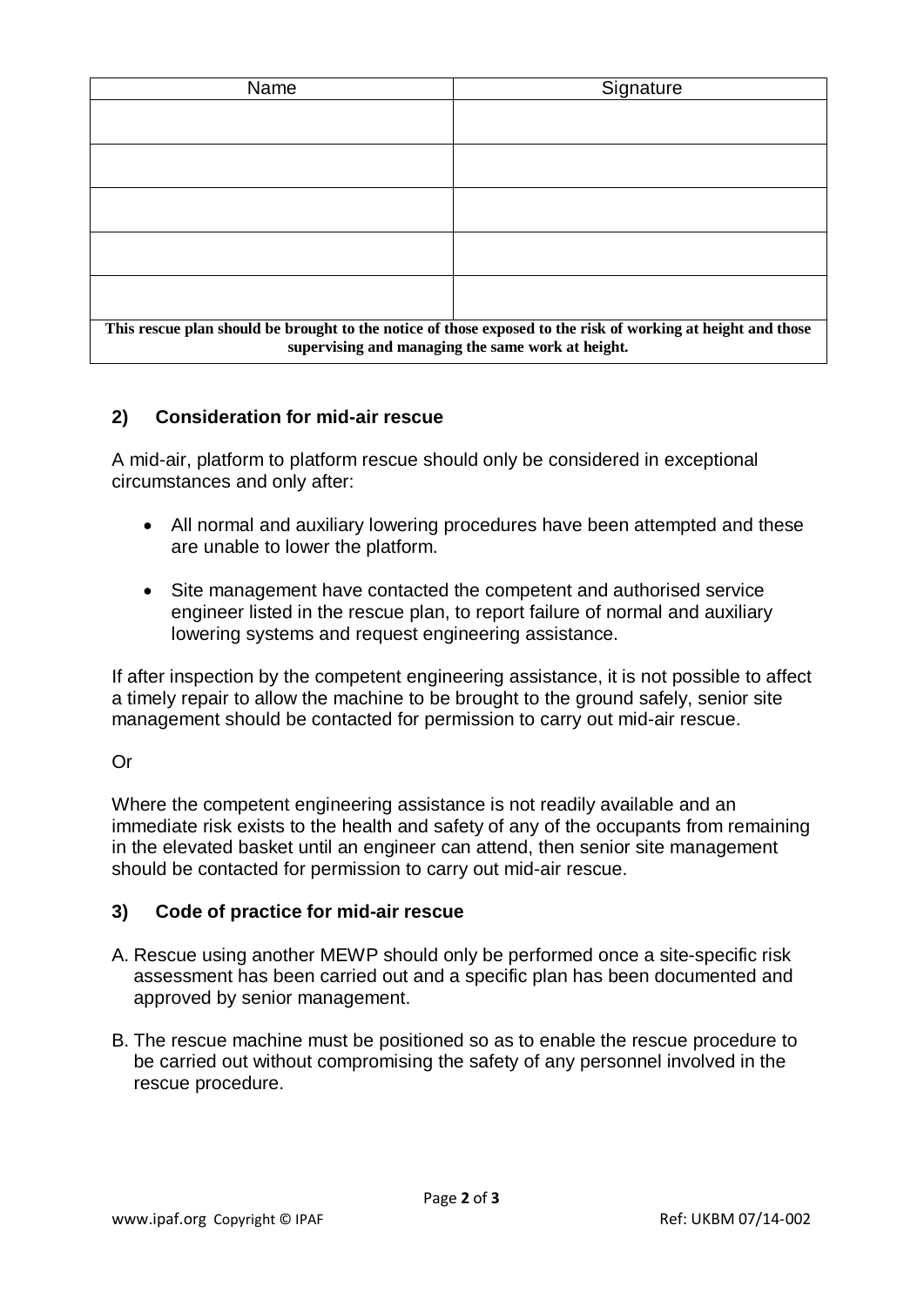| Name | Signature |
|---|---|
| | |
| | |
| | |
| | |
| | |
| **This rescue plan should be brought to the notice of those exposed to the risk of working at height and those supervising and managing the same work at height.** | |

## 2) Consideration for mid-air rescue

A mid-air, platform to platform rescue should only be considered in exceptional circumstances and only after:

- All normal and auxiliary lowering procedures have been attempted and these are unable to lower the platform.
- Site management have contacted the competent and authorised service engineer listed in the rescue plan, to report failure of normal and auxiliary lowering systems and request engineering assistance.

If after inspection by the competent engineering assistance, it is not possible to affect a timely repair to allow the machine to be brought to the ground safely, senior site management should be contacted for permission to carry out mid-air rescue.

Or

Where the competent engineering assistance is not readily available and an immediate risk exists to the health and safety of any of the occupants from remaining in the elevated basket until an engineer can attend, then senior site management should be contacted for permission to carry out mid-air rescue.

## 3) Code of practice for mid-air rescue

A. Rescue using another MEWP should only be performed once a site-specific risk assessment has been carried out and a specific plan has been documented and approved by senior management.

B. The rescue machine must be positioned so as to enable the rescue procedure to be carried out without compromising the safety of any personnel involved in the rescue procedure.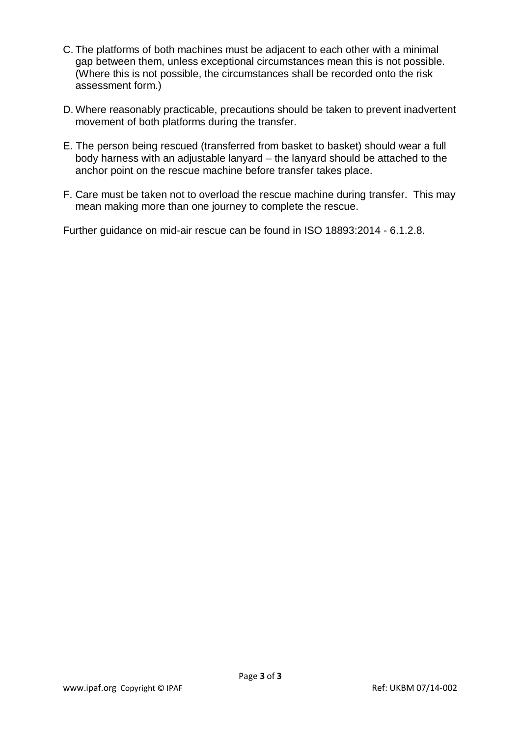C. The platforms of both machines must be adjacent to each other with a minimal gap between them, unless exceptional circumstances mean this is not possible. (Where this is not possible, the circumstances shall be recorded onto the risk assessment form.)

D. Where reasonably practicable, precautions should be taken to prevent inadvertent movement of both platforms during the transfer.

E. The person being rescued (transferred from basket to basket) should wear a full body harness with an adjustable lanyard – the lanyard should be attached to the anchor point on the rescue machine before transfer takes place.

F. Care must be taken not to overload the rescue machine during transfer. This may mean making more than one journey to complete the rescue.

Further guidance on mid-air rescue can be found in ISO 18893:2014 - 6.1.2.8.